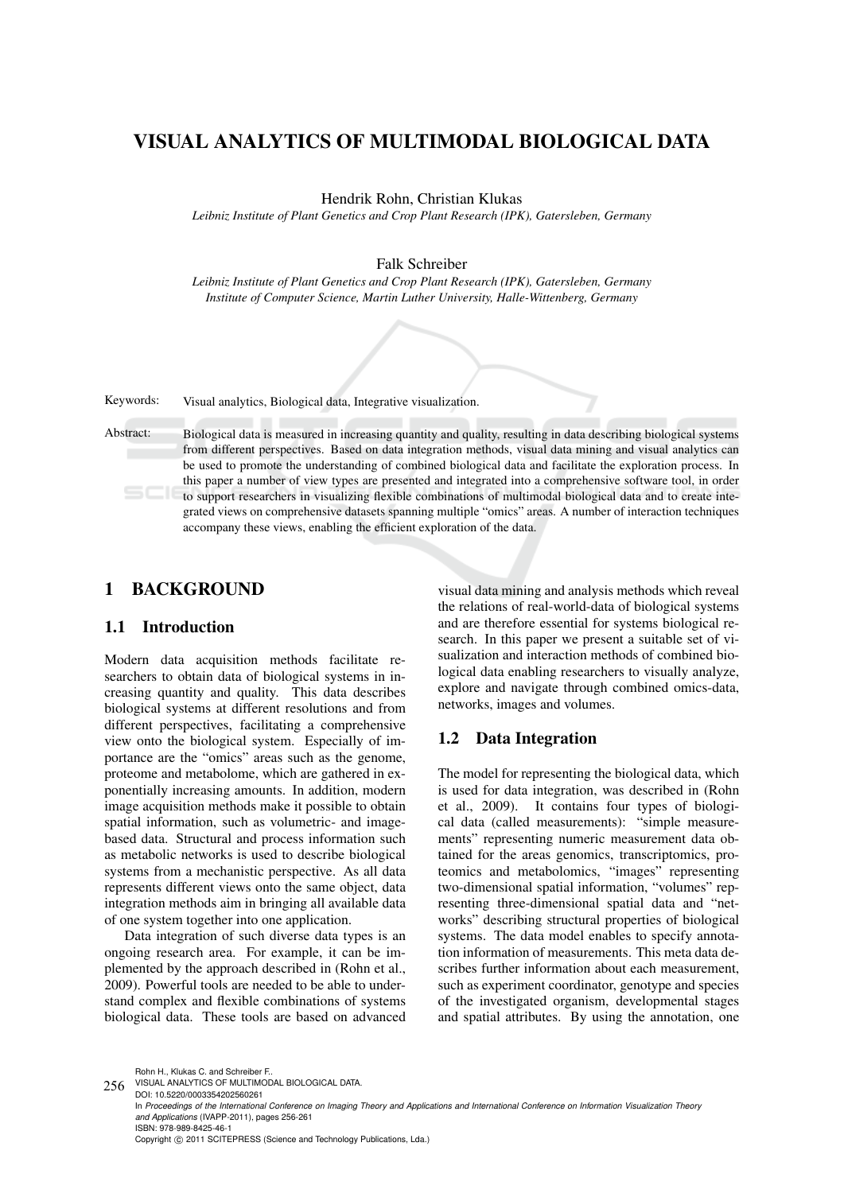# VISUAL ANALYTICS OF MULTIMODAL BIOLOGICAL DATA

Hendrik Rohn, Christian Klukas

*Leibniz Institute of Plant Genetics and Crop Plant Research (IPK), Gatersleben, Germany*

Falk Schreiber

*Leibniz Institute of Plant Genetics and Crop Plant Research (IPK), Gatersleben, Germany*
*Institute of Computer Science, Martin Luther University, Halle-Wittenberg, Germany*

Keywords: Visual analytics, Biological data, Integrative visualization.

Abstract: Biological data is measured in increasing quantity and quality, resulting in data describing biological systems from different perspectives. Based on data integration methods, visual data mining and visual analytics can be used to promote the understanding of combined biological data and facilitate the exploration process. In this paper a number of view types are presented and integrated into a comprehensive software tool, in order to support researchers in visualizing flexible combinations of multimodal biological data and to create integrated views on comprehensive datasets spanning multiple "omics" areas. A number of interaction techniques accompany these views, enabling the efficient exploration of the data.

## 1 BACKGROUND

### 1.1 Introduction

Modern data acquisition methods facilitate researchers to obtain data of biological systems in increasing quantity and quality. This data describes biological systems at different resolutions and from different perspectives, facilitating a comprehensive view onto the biological system. Especially of importance are the "omics" areas such as the genome, proteome and metabolome, which are gathered in exponentially increasing amounts. In addition, modern image acquisition methods make it possible to obtain spatial information, such as volumetric- and image-based data. Structural and process information such as metabolic networks is used to describe biological systems from a mechanistic perspective. As all data represents different views onto the same object, data integration methods aim in bringing all available data of one system together into one application.

Data integration of such diverse data types is an ongoing research area. For example, it can be implemented by the approach described in (Rohn et al., 2009). Powerful tools are needed to be able to understand complex and flexible combinations of systems biological data. These tools are based on advanced visual data mining and analysis methods which reveal the relations of real-world-data of biological systems and are therefore essential for systems biological research. In this paper we present a suitable set of visualization and interaction methods of combined biological data enabling researchers to visually analyze, explore and navigate through combined omics-data, networks, images and volumes.

### 1.2 Data Integration

The model for representing the biological data, which is used for data integration, was described in (Rohn et al., 2009). It contains four types of biological data (called measurements): "simple measurements" representing numeric measurement data obtained for the areas genomics, transcriptomics, proteomics and metabolomics, "images" representing two-dimensional spatial information, "volumes" representing three-dimensional spatial data and "networks" describing structural properties of biological systems. The data model enables to specify annotation information of measurements. This meta data describes further information about each measurement, such as experiment coordinator, genotype and species of the investigated organism, developmental stages and spatial attributes. By using the annotation, one

Rohn H., Klukas C. and Schreiber F..
VISUAL ANALYTICS OF MULTIMODAL BIOLOGICAL DATA.
DOI: 10.5220/0003354202560261
In *Proceedings of the International Conference on Imaging Theory and Applications and International Conference on Information Visualization Theory and Applications* (IVAPP-2011), pages 256-261
ISBN: 978-989-8425-46-1
Copyright © 2011 SCITEPRESS (Science and Technology Publications, Lda.)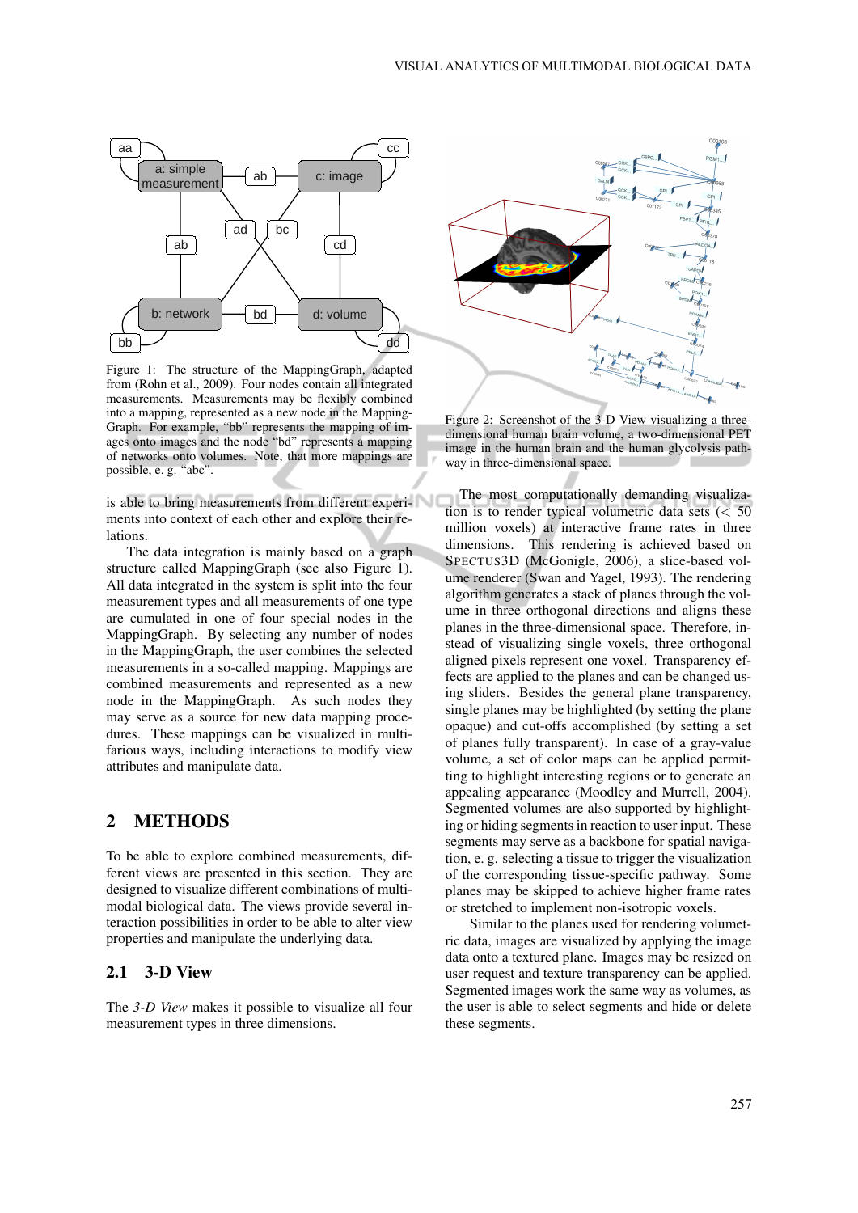Figure 1: The structure of the MappingGraph, adapted from (Rohn et al., 2009). Four nodes contain all integrated measurements. Measurements may be flexibly combined into a mapping, represented as a new node in the MappingGraph. For example, "bb" represents the mapping of images onto images and the node "bd" represents a mapping of networks onto volumes. Note, that more mappings are possible, e. g. "abc".

is able to bring measurements from different experiments into context of each other and explore their relations.

The data integration is mainly based on a graph structure called MappingGraph (see also Figure 1). All data integrated in the system is split into the four measurement types and all measurements of one type are cumulated in one of four special nodes in the MappingGraph. By selecting any number of nodes in the MappingGraph, the user combines the selected measurements in a so-called mapping. Mappings are combined measurements and represented as a new node in the MappingGraph. As such nodes they may serve as a source for new data mapping procedures. These mappings can be visualized in multifarious ways, including interactions to modify view attributes and manipulate data.

## 2 METHODS

To be able to explore combined measurements, different views are presented in this section. They are designed to visualize different combinations of multimodal biological data. The views provide several interaction possibilities in order to be able to alter view properties and manipulate the underlying data.

### 2.1 3-D View

The *3-D View* makes it possible to visualize all four measurement types in three dimensions.

Figure 2: Screenshot of the 3-D View visualizing a three-dimensional human brain volume, a two-dimensional PET image in the human brain and the human glycolysis pathway in three-dimensional space.

The most computationally demanding visualization is to render typical volumetric data sets (< 50 million voxels) at interactive frame rates in three dimensions. This rendering is achieved based on SPECTUS3D (McGonigle, 2006), a slice-based volume renderer (Swan and Yagel, 1993). The rendering algorithm generates a stack of planes through the volume in three orthogonal directions and aligns these planes in the three-dimensional space. Therefore, instead of visualizing single voxels, three orthogonal aligned pixels represent one voxel. Transparency effects are applied to the planes and can be changed using sliders. Besides the general plane transparency, single planes may be highlighted (by setting the plane opaque) and cut-offs accomplished (by setting a set of planes fully transparent). In case of a gray-value volume, a set of color maps can be applied permitting to highlight interesting regions or to generate an appealing appearance (Moodley and Murrell, 2004). Segmented volumes are also supported by highlighting or hiding segments in reaction to user input. These segments may serve as a backbone for spatial navigation, e. g. selecting a tissue to trigger the visualization of the corresponding tissue-specific pathway. Some planes may be skipped to achieve higher frame rates or stretched to implement non-isotropic voxels.

Similar to the planes used for rendering volumetric data, images are visualized by applying the image data onto a textured plane. Images may be resized on user request and texture transparency can be applied. Segmented images work the same way as volumes, as the user is able to select segments and hide or delete these segments.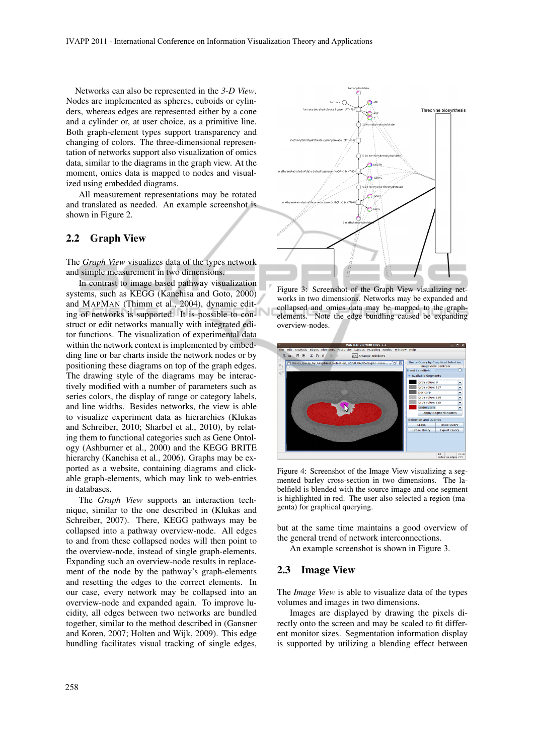Networks can also be represented in the *3-D View*. Nodes are implemented as spheres, cuboids or cylinders, whereas edges are represented either by a cone and a cylinder or, at user choice, as a primitive line. Both graph-element types support transparency and changing of colors. The three-dimensional representation of networks support also visualization of omics data, similar to the diagrams in the graph view. At the moment, omics data is mapped to nodes and visualized using embedded diagrams.

All measurement representations may be rotated and translated as needed. An example screenshot is shown in Figure 2.

## 2.2 Graph View

The *Graph View* visualizes data of the types network and simple measurement in two dimensions.

In contrast to image based pathway visualization systems, such as KEGG (Kanehisa and Goto, 2000) and MAPMAN (Thimm et al., 2004), dynamic editing of networks is supported. It is possible to construct or edit networks manually with integrated editor functions. The visualization of experimental data within the network context is implemented by embedding line or bar charts inside the network nodes or by positioning these diagrams on top of the graph edges. The drawing style of the diagrams may be interactively modified with a number of parameters such as series colors, the display of range or category labels, and line widths. Besides networks, the view is able to visualize experiment data as hierarchies (Klukas and Schreiber, 2010; Sharbel et al., 2010), by relating them to functional categories such as Gene Ontology (Ashburner et al., 2000) and the KEGG BRITE hierarchy (Kanehisa et al., 2006). Graphs may be exported as a website, containing diagrams and clickable graph-elements, which may link to web-entries in databases.

The *Graph View* supports an interaction technique, similar to the one described in (Klukas and Schreiber, 2007). There, KEGG pathways may be collapsed into a pathway overview-node. All edges to and from these collapsed nodes will then point to the overview-node, instead of single graph-elements. Expanding such an overview-node results in replacement of the node by the pathway's graph-elements and resetting the edges to the correct elements. In our case, every network may be collapsed into an overview-node and expanded again. To improve lucidity, all edges between two networks are bundled together, similar to the method described in (Gansner and Koren, 2007; Holten and Wijk, 2009). This edge bundling facilitates visual tracking of single edges, but at the same time maintains a good overview of the general trend of network interconnections.

An example screenshot is shown in Figure 3.

Figure 3: Screenshot of the Graph View visualizing networks in two dimensions. Network may be expanded and collapsed and omics data may be mapped to the graph-elements. Note the edge bundling caused be expanding overview-nodes.

Figure 4: Screenshot of the Image View visualizing a segmented barley cross-section in two dimensions. The labelfield is blended with the source image and one segment is highlighted in red. The user also selected a region (magenta) for graphical querying.

## 2.3 Image View

The *Image View* is able to visualize data of the types volumes and images in two dimensions.

Images are displayed by drawing the pixels directly onto the screen and may be scaled to fit different monitor sizes. Segmentation information display is supported by utilizing a blending effect between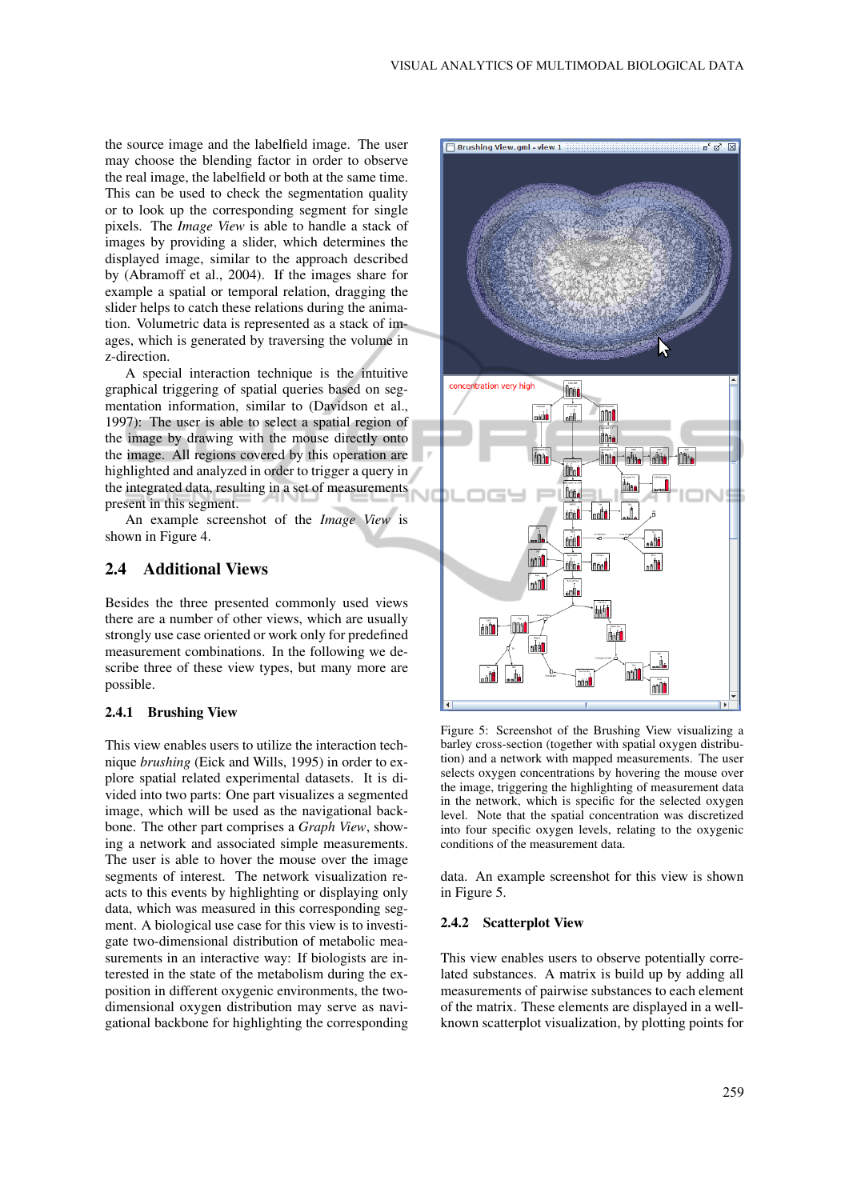the source image and the labelfield image. The user may choose the blending factor in order to observe the real image, the labelfield or both at the same time. This can be used to check the segmentation quality or to look up the corresponding segment for single pixels. The *Image View* is able to handle a stack of images by providing a slider, which determines the displayed image, similar to the approach described by (Abramoff et al., 2004). If the images share for example a spatial or temporal relation, dragging the slider helps to catch these relations during the animation. Volumetric data is represented as a stack of images, which is generated by traversing the volume in z-direction.

A special interaction technique is the intuitive graphical triggering of spatial queries based on segmentation information, similar to (Davidson et al., 1997): The user is able to select a spatial region of the image by drawing with the mouse directly onto the image. All regions covered by this operation are highlighted and analyzed in order to trigger a query in the integrated data, resulting in a set of measurements present in this segment.

An example screenshot of the *Image View* is shown in Figure 4.

## 2.4 Additional Views

Besides the three presented commonly used views there are a number of other views, which are usually strongly use case oriented or work only for predefined measurement combinations. In the following we describe three of these view types, but many more are possible.

### 2.4.1 Brushing View

This view enables users to utilize the interaction technique *brushing* (Eick and Wills, 1995) in order to explore spatial related experimental datasets. It is divided into two parts: One part visualizes a segmented image, which will be used as the navigational backbone. The other part comprises a *Graph View*, showing a network and associated simple measurements. The user is able to hover the mouse over the image segments of interest. The network visualization reacts to this events by highlighting or displaying only data, which was measured in this corresponding segment. A biological use case for this view is to investigate two-dimensional distribution of metabolic measurements in an interactive way: If biologists are interested in the state of the metabolism during the exposition in different oxygenic environments, the two-dimensional oxygen distribution may serve as navigational backbone for highlighting the corresponding data. An example screenshot for this view is shown in Figure 5.

Figure 5: Screenshot of the Brushing View visualizing a barley cross-section (together with spatial oxygen distribution) and a network with mapped measurements. The user selects oxygen concentrations by hovering the mouse over the image, triggering the highlighting of measurement data in the network, which is specific for the selected oxygen level. Note that the spatial concentration was discretized into four specific oxygen levels, relating to the oxygenic conditions of the measurement data.

### 2.4.2 Scatterplot View

This view enables users to observe potentially correlated substances. A matrix is build up by adding all measurements of pairwise substances to each element of the matrix. These elements are displayed in a well-known scatterplot visualization, by plotting points for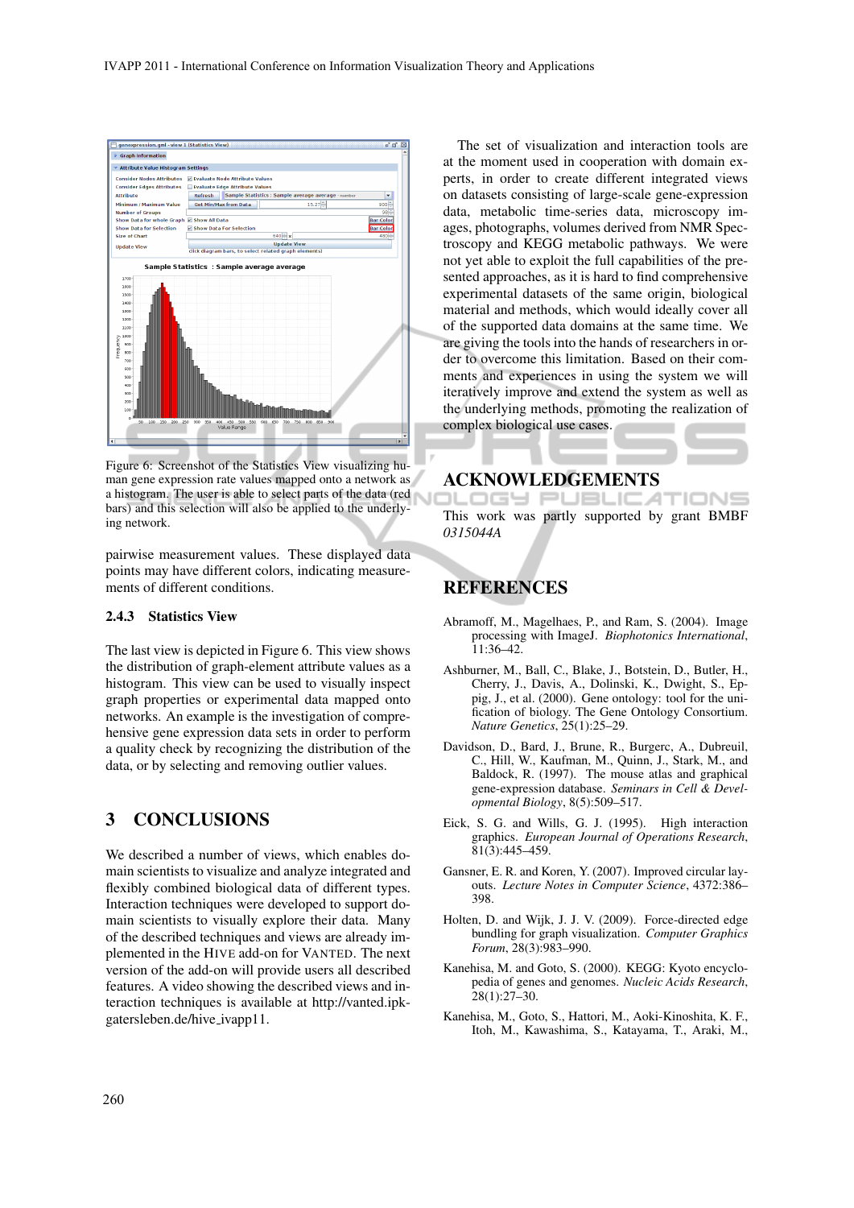Figure 6: Screenshot of the Statistics View visualizing human gene expression rate values mapped onto a network as a histogram. The user is able to select parts of the data (red bars) and this selection will also be applied to the underlying network.

pairwise measurement values. These displayed data points may have different colors, indicating measurements of different conditions.

### 2.4.3 Statistics View

The last view is depicted in Figure 6. This view shows the distribution of graph-element attribute values as a histogram. This view can be used to visually inspect graph properties or experimental data mapped onto networks. An example is the investigation of comprehensive gene expression data sets in order to perform a quality check by recognizing the distribution of the data, or by selecting and removing outlier values.

## 3 CONCLUSIONS

We described a number of views, which enables domain scientists to visualize and analyze integrated and flexibly combined biological data of different types. Interaction techniques were developed to support domain scientists to visually explore their data. Many of the described techniques and views are already implemented in the HIVE add-on for VANTED. The next version of the add-on will provide users all described features. A video showing the described views and interaction techniques is available at http://vanted.ipk-gatersleben.de/hive_ivapp11.

The set of visualization and interaction tools are at the moment used in cooperation with domain experts, in order to create different integrated views on datasets consisting of large-scale gene-expression data, metabolic time-series data, microscopy images, photographs, volumes derived from NMR Spectroscopy and KEGG metabolic pathways. We were not yet able to exploit the full capabilities of the presented approaches, as it is hard to find comprehensive experimental datasets of the same origin, biological material and methods, which would ideally cover all of the supported data domains at the same time. We are giving the tools into the hands of researchers in order to overcome this limitation. Based on their comments and experiences in using the system we will iteratively improve and extend the system as well as the underlying methods, promoting the realization of complex biological use cases.

## ACKNOWLEDGEMENTS

This work was partly supported by grant BMBF *0315044A*

## REFERENCES

Abramoff, M., Magelhaes, P., and Ram, S. (2004). Image processing with ImageJ. *Biophotonics International*, 11:36–42.

Ashburner, M., Ball, C., Blake, J., Botstein, D., Butler, H., Cherry, J., Davis, A., Dolinski, K., Dwight, S., Eppig, J., et al. (2000). Gene ontology: tool for the unification of biology. The Gene Ontology Consortium. *Nature Genetics*, 25(1):25–29.

Davidson, D., Bard, J., Brune, R., Burgerc, A., Dubreuil, C., Hill, W., Kaufman, M., Quinn, J., Stark, M., and Baldock, R. (1997). The mouse atlas and graphical gene-expression database. *Seminars in Cell & Developmental Biology*, 8(5):509–517.

Eick, S. G. and Wills, G. J. (1995). High interaction graphics. *European Journal of Operations Research*, 81(3):445–459.

Gansner, E. R. and Koren, Y. (2007). Improved circular layouts. *Lecture Notes in Computer Science*, 4372:386–398.

Holten, D. and Wijk, J. J. V. (2009). Force-directed edge bundling for graph visualization. *Computer Graphics Forum*, 28(3):983–990.

Kanehisa, M. and Goto, S. (2000). KEGG: Kyoto encyclopedia of genes and genomes. *Nucleic Acids Research*, 28(1):27–30.

Kanehisa, M., Goto, S., Hattori, M., Aoki-Kinoshita, K. F., Itoh, M., Kawashima, S., Katayama, T., Araki, M.,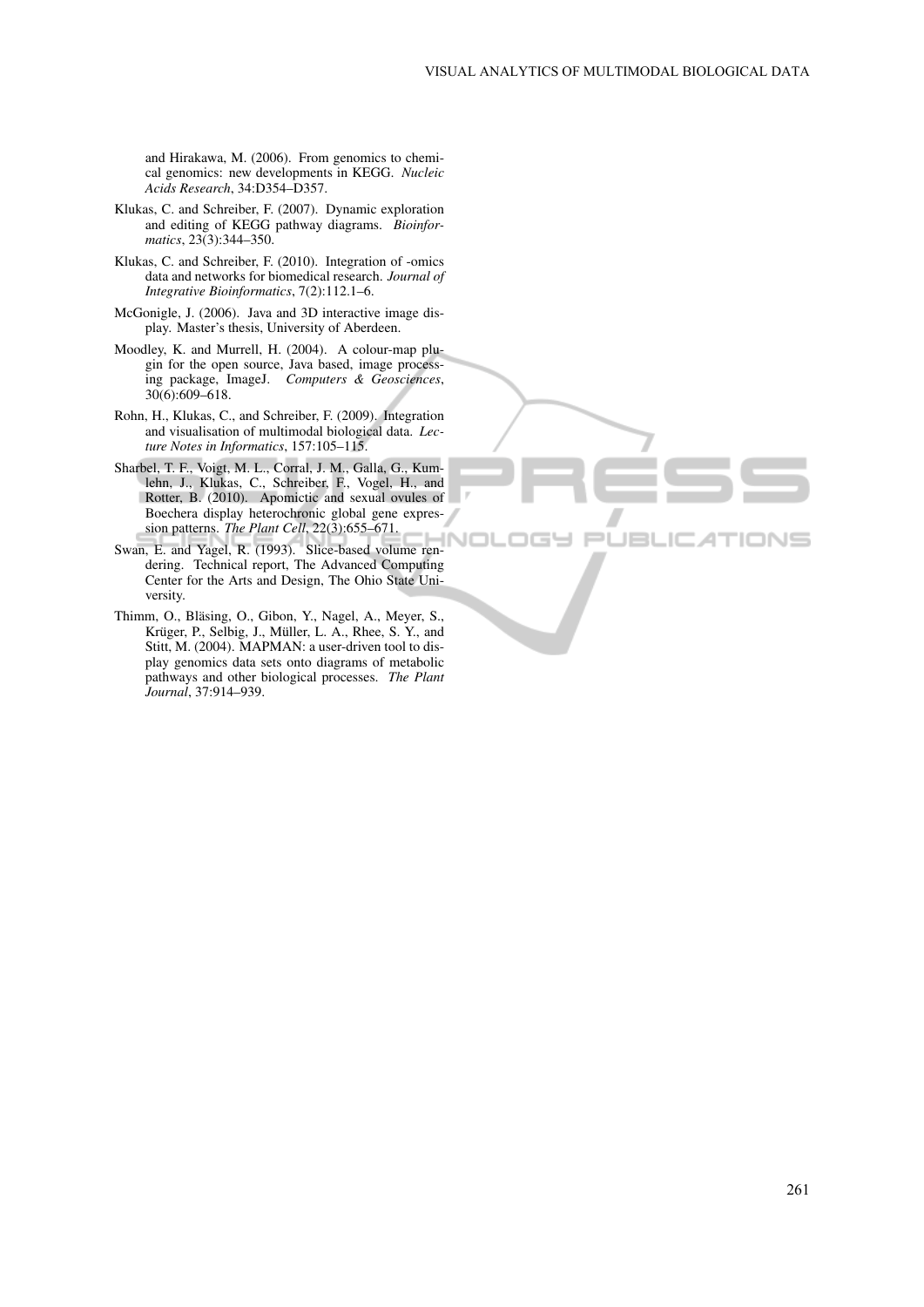and Hirakawa, M. (2006). From genomics to chemical genomics: new developments in KEGG. *Nucleic Acids Research*, 34:D354–D357.

Klukas, C. and Schreiber, F. (2007). Dynamic exploration and editing of KEGG pathway diagrams. *Bioinformatics*, 23(3):344–350.

Klukas, C. and Schreiber, F. (2010). Integration of -omics data and networks for biomedical research. *Journal of Integrative Bioinformatics*, 7(2):112.1–6.

McGonigle, J. (2006). Java and 3D interactive image display. Master's thesis, University of Aberdeen.

Moodley, K. and Murrell, H. (2004). A colour-map plugin for the open source, Java based, image processing package, ImageJ. *Computers & Geosciences*, 30(6):609–618.

Rohn, H., Klukas, C., and Schreiber, F. (2009). Integration and visualisation of multimodal biological data. *Lecture Notes in Informatics*, 157:105–115.

Sharbel, T. F., Voigt, M. L., Corral, J. M., Galla, G., Kumlehn, J., Klukas, C., Schreiber, F., Vogel, H., and Rotter, B. (2010). Apomictic and sexual ovules of Boechera display heterochronic global gene expression patterns. *The Plant Cell*, 22(3):655–671.

Swan, E. and Yagel, R. (1993). Slice-based volume rendering. Technical report, The Advanced Computing Center for the Arts and Design, The Ohio State University.

Thimm, O., Bläsing, O., Gibon, Y., Nagel, A., Meyer, S., Krüger, P., Selbig, J., Müller, L. A., Rhee, S. Y., and Stitt, M. (2004). MAPMAN: a user-driven tool to display genomics data sets onto diagrams of metabolic pathways and other biological processes. *The Plant Journal*, 37:914–939.